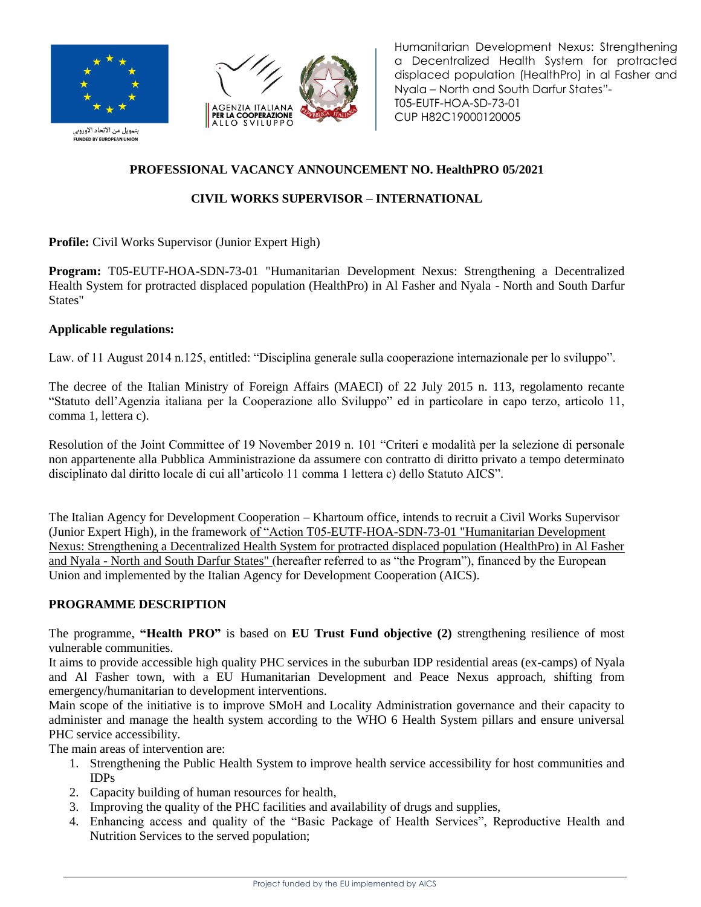Humanitarian Development Nexus: Strengthening a Decentralized Health System for protracted displaced population (HealthPro) in al Fasher and Nyala – North and South Darfur States"- T05-EUTF-HOA-SD-73-01
CUP H82C19000120005

## PROFESSIONAL VACANCY ANNOUNCEMENT NO. HealthPRO 05/2021

## CIVIL WORKS SUPERVISOR – INTERNATIONAL

**Profile:** Civil Works Supervisor (Junior Expert High)

**Program:** T05-EUTF-HOA-SDN-73-01 "Humanitarian Development Nexus: Strengthening a Decentralized Health System for protracted displaced population (HealthPro) in Al Fasher and Nyala - North and South Darfur States"

**Applicable regulations:**

Law. of 11 August 2014 n.125, entitled: "Disciplina generale sulla cooperazione internazionale per lo sviluppo".

The decree of the Italian Ministry of Foreign Affairs (MAECI) of 22 July 2015 n. 113, regolamento recante "Statuto dell'Agenzia italiana per la Cooperazione allo Sviluppo" ed in particolare in capo terzo, articolo 11, comma 1, lettera c).

Resolution of the Joint Committee of 19 November 2019 n. 101 "Criteri e modalità per la selezione di personale non appartenente alla Pubblica Amministrazione da assumere con contratto di diritto privato a tempo determinato disciplinato dal diritto locale di cui all'articolo 11 comma 1 lettera c) dello Statuto AICS".

The Italian Agency for Development Cooperation – Khartoum office, intends to recruit a Civil Works Supervisor (Junior Expert High), in the framework of "Action T05-EUTF-HOA-SDN-73-01 "Humanitarian Development Nexus: Strengthening a Decentralized Health System for protracted displaced population (HealthPro) in Al Fasher and Nyala - North and South Darfur States" (hereafter referred to as "the Program"), financed by the European Union and implemented by the Italian Agency for Development Cooperation (AICS).

### PROGRAMME DESCRIPTION

The programme, **"Health PRO"** is based on **EU Trust Fund objective (2)** strengthening resilience of most vulnerable communities.
It aims to provide accessible high quality PHC services in the suburban IDP residential areas (ex-camps) of Nyala and Al Fasher town, with a EU Humanitarian Development and Peace Nexus approach, shifting from emergency/humanitarian to development interventions.
Main scope of the initiative is to improve SMoH and Locality Administration governance and their capacity to administer and manage the health system according to the WHO 6 Health System pillars and ensure universal PHC service accessibility.
The main areas of intervention are:

1. Strengthening the Public Health System to improve health service accessibility for host communities and IDPs
2. Capacity building of human resources for health,
3. Improving the quality of the PHC facilities and availability of drugs and supplies,
4. Enhancing access and quality of the "Basic Package of Health Services", Reproductive Health and Nutrition Services to the served population;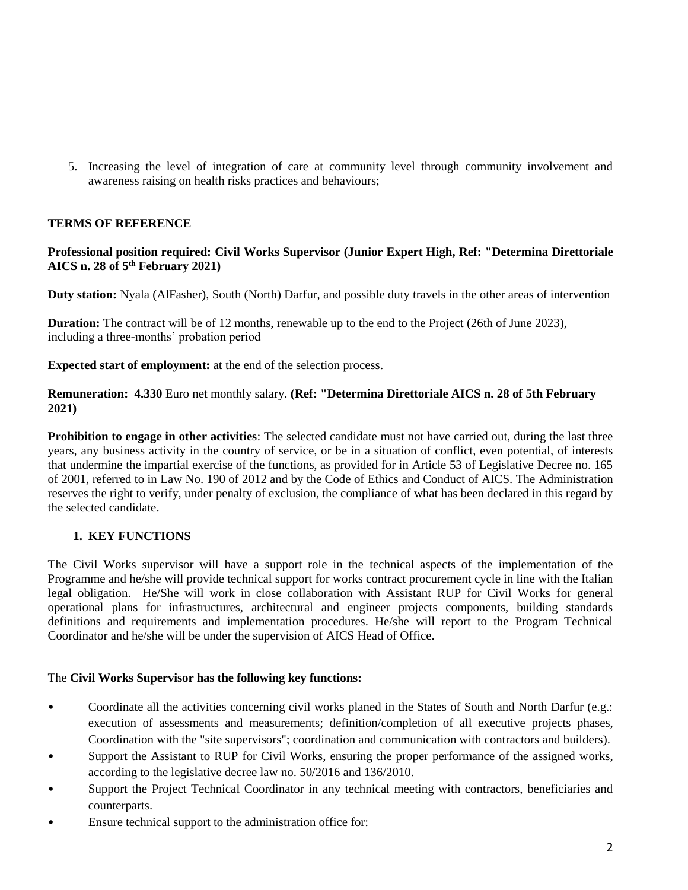5. Increasing the level of integration of care at community level through community involvement and awareness raising on health risks practices and behaviours;

**TERMS OF REFERENCE**

**Professional position required: Civil Works Supervisor (Junior Expert High, Ref: "Determina Direttoriale AICS n. 28 of 5th February 2021)**

**Duty station:** Nyala (AlFasher), South (North) Darfur, and possible duty travels in the other areas of intervention

**Duration:** The contract will be of 12 months, renewable up to the end to the Project (26th of June 2023), including a three-months' probation period

**Expected start of employment:** at the end of the selection process.

**Remuneration: 4.330** Euro net monthly salary. **(Ref: "Determina Direttoriale AICS n. 28 of 5th February 2021)**

**Prohibition to engage in other activities**: The selected candidate must not have carried out, during the last three years, any business activity in the country of service, or be in a situation of conflict, even potential, of interests that undermine the impartial exercise of the functions, as provided for in Article 53 of Legislative Decree no. 165 of 2001, referred to in Law No. 190 of 2012 and by the Code of Ethics and Conduct of AICS. The Administration reserves the right to verify, under penalty of exclusion, the compliance of what has been declared in this regard by the selected candidate.

## 1. KEY FUNCTIONS

The Civil Works supervisor will have a support role in the technical aspects of the implementation of the Programme and he/she will provide technical support for works contract procurement cycle in line with the Italian legal obligation. He/She will work in close collaboration with Assistant RUP for Civil Works for general operational plans for infrastructures, architectural and engineer projects components, building standards definitions and requirements and implementation procedures. He/she will report to the Program Technical Coordinator and he/she will be under the supervision of AICS Head of Office.

The **Civil Works Supervisor has the following key functions:**

- Coordinate all the activities concerning civil works planed in the States of South and North Darfur (e.g.: execution of assessments and measurements; definition/completion of all executive projects phases, Coordination with the "site supervisors"; coordination and communication with contractors and builders).
- Support the Assistant to RUP for Civil Works, ensuring the proper performance of the assigned works, according to the legislative decree law no. 50/2016 and 136/2010.
- Support the Project Technical Coordinator in any technical meeting with contractors, beneficiaries and counterparts.
- Ensure technical support to the administration office for: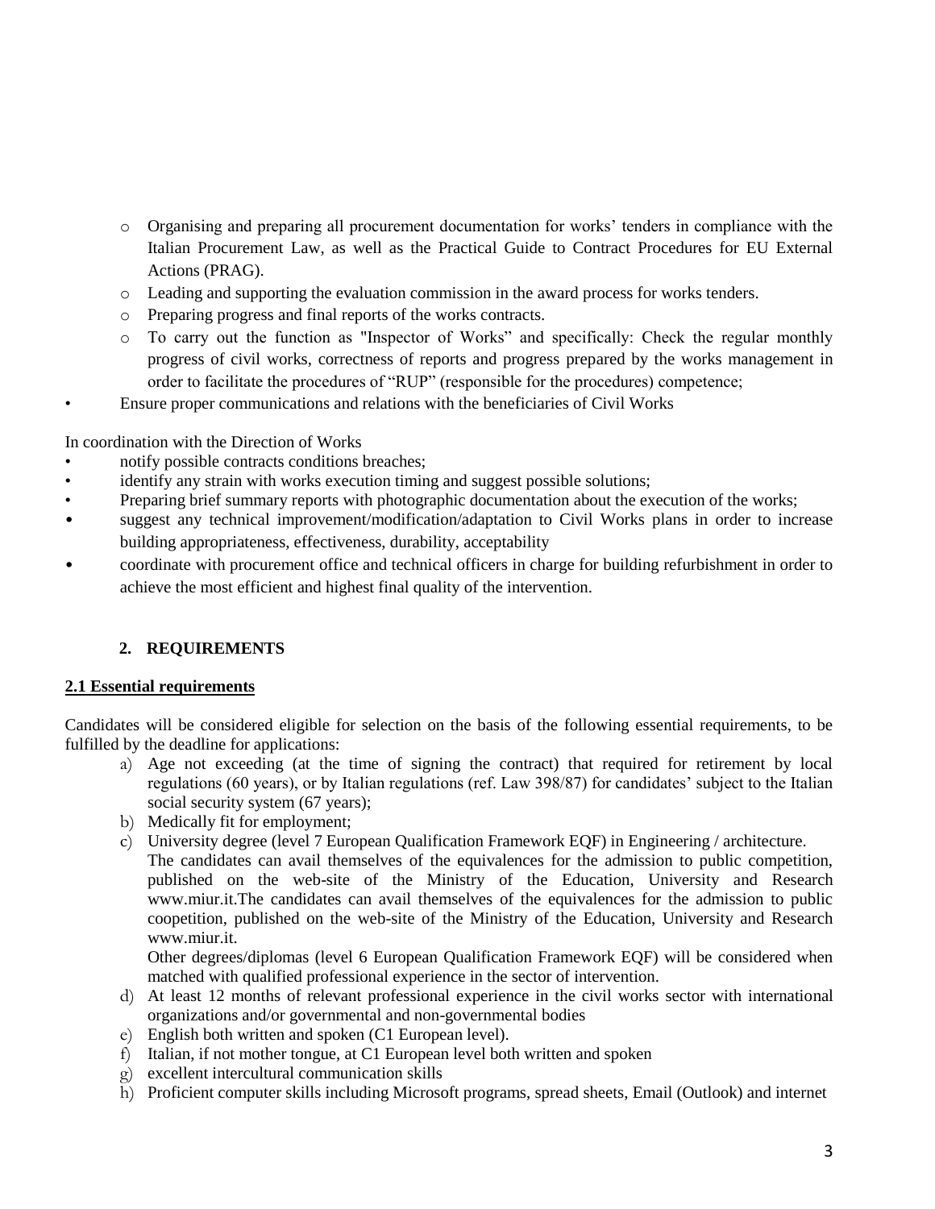- Organising and preparing all procurement documentation for works' tenders in compliance with the Italian Procurement Law, as well as the Practical Guide to Contract Procedures for EU External Actions (PRAG).
- Leading and supporting the evaluation commission in the award process for works tenders.
- Preparing progress and final reports of the works contracts.
- To carry out the function as "Inspector of Works" and specifically: Check the regular monthly progress of civil works, correctness of reports and progress prepared by the works management in order to facilitate the procedures of "RUP" (responsible for the procedures) competence;

- Ensure proper communications and relations with the beneficiaries of Civil Works

In coordination with the Direction of Works

- notify possible contracts conditions breaches;
- identify any strain with works execution timing and suggest possible solutions;
- Preparing brief summary reports with photographic documentation about the execution of the works;
- suggest any technical improvement/modification/adaptation to Civil Works plans in order to increase building appropriateness, effectiveness, durability, acceptability
- coordinate with procurement office and technical officers in charge for building refurbishment in order to achieve the most efficient and highest final quality of the intervention.

## 2. REQUIREMENTS

### 2.1 Essential requirements

Candidates will be considered eligible for selection on the basis of the following essential requirements, to be fulfilled by the deadline for applications:

a) Age not exceeding (at the time of signing the contract) that required for retirement by local regulations (60 years), or by Italian regulations (ref. Law 398/87) for candidates' subject to the Italian social security system (67 years);
b) Medically fit for employment;
c) University degree (level 7 European Qualification Framework EQF) in Engineering / architecture.
The candidates can avail themselves of the equivalences for the admission to public competition, published on the web-site of the Ministry of the Education, University and Research www.miur.it.The candidates can avail themselves of the equivalences for the admission to public coopetition, published on the web-site of the Ministry of the Education, University and Research www.miur.it.
Other degrees/diplomas (level 6 European Qualification Framework EQF) will be considered when matched with qualified professional experience in the sector of intervention.
d) At least 12 months of relevant professional experience in the civil works sector with international organizations and/or governmental and non-governmental bodies
e) English both written and spoken (C1 European level).
f) Italian, if not mother tongue, at C1 European level both written and spoken
g) excellent intercultural communication skills
h) Proficient computer skills including Microsoft programs, spread sheets, Email (Outlook) and internet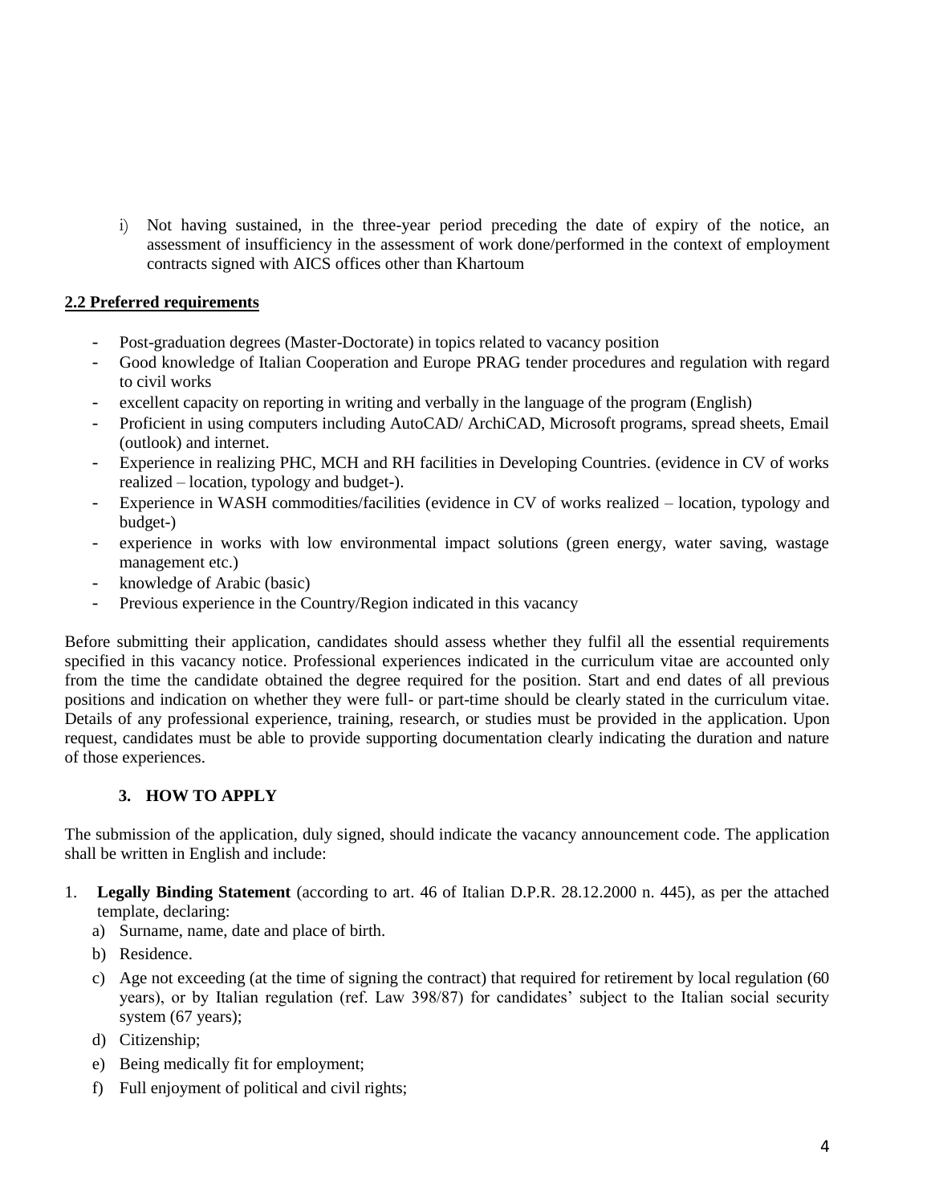i) Not having sustained, in the three-year period preceding the date of expiry of the notice, an assessment of insufficiency in the assessment of work done/performed in the context of employment contracts signed with AICS offices other than Khartoum

**2.2 Preferred requirements**

- Post-graduation degrees (Master-Doctorate) in topics related to vacancy position
- Good knowledge of Italian Cooperation and Europe PRAG tender procedures and regulation with regard to civil works
- excellent capacity on reporting in writing and verbally in the language of the program (English)
- Proficient in using computers including AutoCAD/ ArchiCAD, Microsoft programs, spread sheets, Email (outlook) and internet.
- Experience in realizing PHC, MCH and RH facilities in Developing Countries. (evidence in CV of works realized – location, typology and budget-).
- Experience in WASH commodities/facilities (evidence in CV of works realized – location, typology and budget-)
- experience in works with low environmental impact solutions (green energy, water saving, wastage management etc.)
- knowledge of Arabic (basic)
- Previous experience in the Country/Region indicated in this vacancy

Before submitting their application, candidates should assess whether they fulfil all the essential requirements specified in this vacancy notice. Professional experiences indicated in the curriculum vitae are accounted only from the time the candidate obtained the degree required for the position. Start and end dates of all previous positions and indication on whether they were full- or part-time should be clearly stated in the curriculum vitae. Details of any professional experience, training, research, or studies must be provided in the application. Upon request, candidates must be able to provide supporting documentation clearly indicating the duration and nature of those experiences.

## 3. HOW TO APPLY

The submission of the application, duly signed, should indicate the vacancy announcement code. The application shall be written in English and include:

1. **Legally Binding Statement** (according to art. 46 of Italian D.P.R. 28.12.2000 n. 445), as per the attached template, declaring:
   a) Surname, name, date and place of birth.
   b) Residence.
   c) Age not exceeding (at the time of signing the contract) that required for retirement by local regulation (60 years), or by Italian regulation (ref. Law 398/87) for candidates' subject to the Italian social security system (67 years);
   d) Citizenship;
   e) Being medically fit for employment;
   f) Full enjoyment of political and civil rights;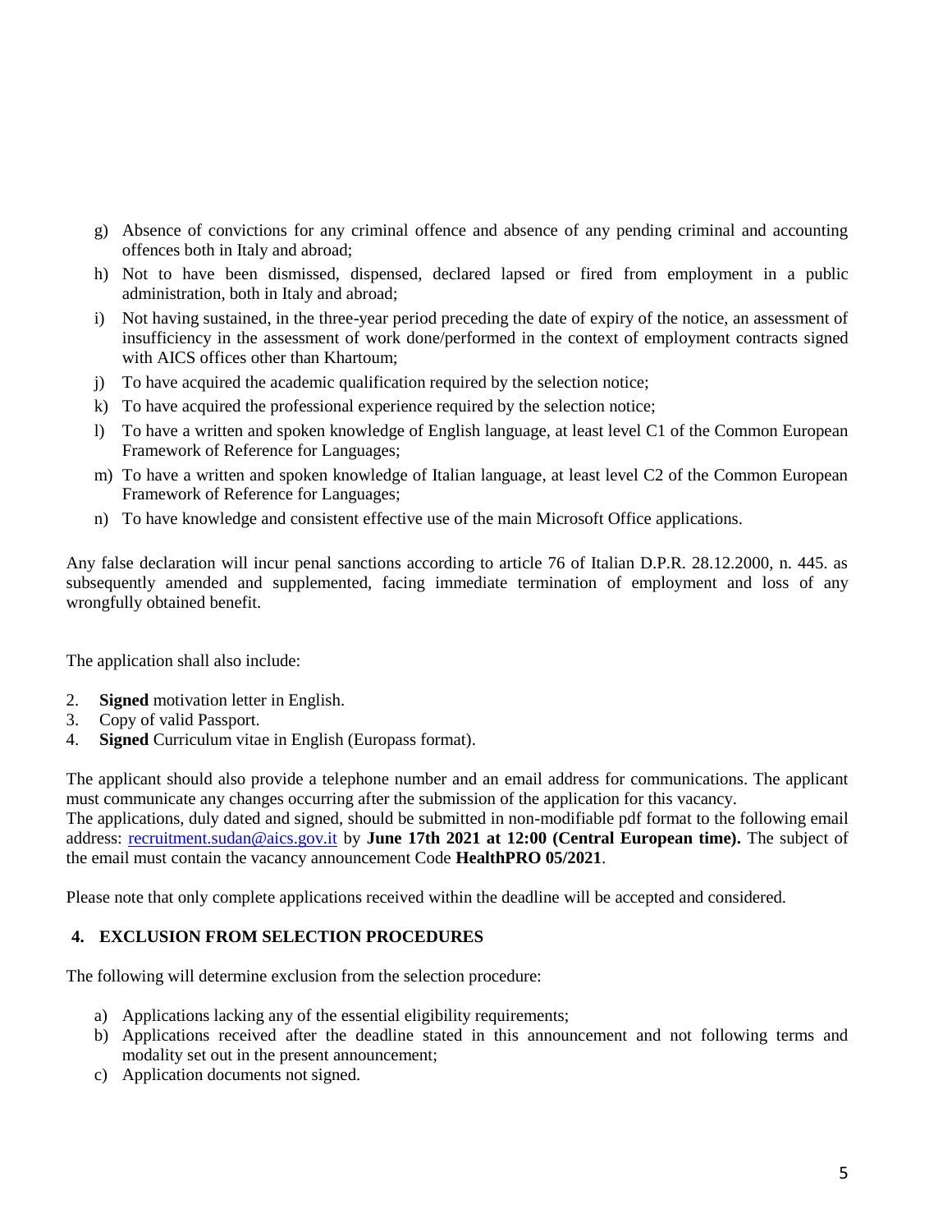g) Absence of convictions for any criminal offence and absence of any pending criminal and accounting offences both in Italy and abroad;
h) Not to have been dismissed, dispensed, declared lapsed or fired from employment in a public administration, both in Italy and abroad;
i) Not having sustained, in the three-year period preceding the date of expiry of the notice, an assessment of insufficiency in the assessment of work done/performed in the context of employment contracts signed with AICS offices other than Khartoum;
j) To have acquired the academic qualification required by the selection notice;
k) To have acquired the professional experience required by the selection notice;
l) To have a written and spoken knowledge of English language, at least level C1 of the Common European Framework of Reference for Languages;
m) To have a written and spoken knowledge of Italian language, at least level C2 of the Common European Framework of Reference for Languages;
n) To have knowledge and consistent effective use of the main Microsoft Office applications.

Any false declaration will incur penal sanctions according to article 76 of Italian D.P.R. 28.12.2000, n. 445. as subsequently amended and supplemented, facing immediate termination of employment and loss of any wrongfully obtained benefit.

The application shall also include:

2. **Signed** motivation letter in English.
3. Copy of valid Passport.
4. **Signed** Curriculum vitae in English (Europass format).

The applicant should also provide a telephone number and an email address for communications. The applicant must communicate any changes occurring after the submission of the application for this vacancy.
The applications, duly dated and signed, should be submitted in non-modifiable pdf format to the following email address: recruitment.sudan@aics.gov.it by **June 17th 2021 at 12:00 (Central European time).** The subject of the email must contain the vacancy announcement Code **HealthPRO 05/2021**.

Please note that only complete applications received within the deadline will be accepted and considered.

## 4. EXCLUSION FROM SELECTION PROCEDURES

The following will determine exclusion from the selection procedure:

a) Applications lacking any of the essential eligibility requirements;
b) Applications received after the deadline stated in this announcement and not following terms and modality set out in the present announcement;
c) Application documents not signed.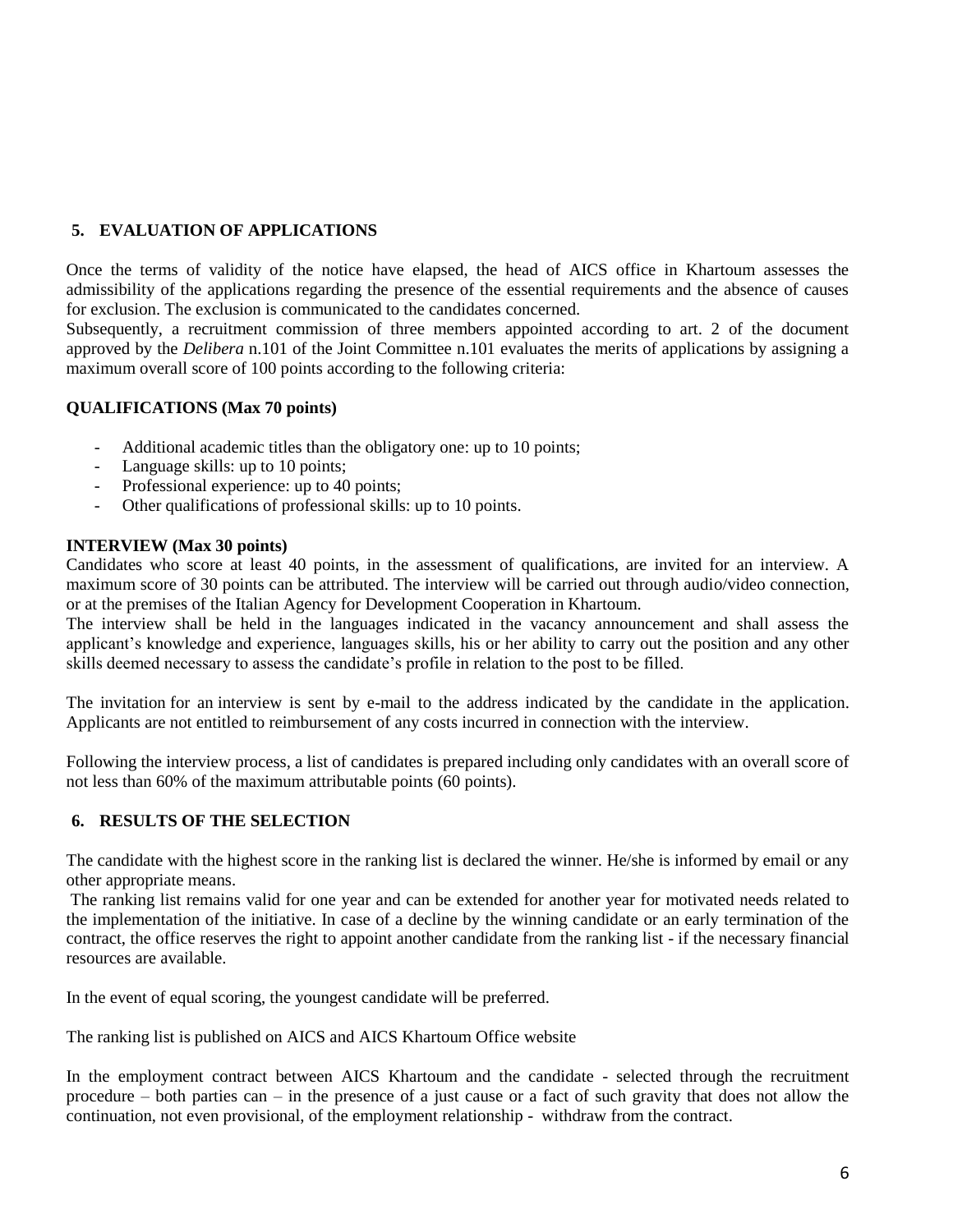## 5. EVALUATION OF APPLICATIONS

Once the terms of validity of the notice have elapsed, the head of AICS office in Khartoum assesses the admissibility of the applications regarding the presence of the essential requirements and the absence of causes for exclusion. The exclusion is communicated to the candidates concerned.

Subsequently, a recruitment commission of three members appointed according to art. 2 of the document approved by the *Delibera* n.101 of the Joint Committee n.101 evaluates the merits of applications by assigning a maximum overall score of 100 points according to the following criteria:

**QUALIFICATIONS (Max 70 points)**

- Additional academic titles than the obligatory one: up to 10 points;
- Language skills: up to 10 points;
- Professional experience: up to 40 points;
- Other qualifications of professional skills: up to 10 points.

**INTERVIEW (Max 30 points)**

Candidates who score at least 40 points, in the assessment of qualifications, are invited for an interview. A maximum score of 30 points can be attributed. The interview will be carried out through audio/video connection, or at the premises of the Italian Agency for Development Cooperation in Khartoum.

The interview shall be held in the languages indicated in the vacancy announcement and shall assess the applicant's knowledge and experience, languages skills, his or her ability to carry out the position and any other skills deemed necessary to assess the candidate's profile in relation to the post to be filled.

The invitation for an interview is sent by e-mail to the address indicated by the candidate in the application. Applicants are not entitled to reimbursement of any costs incurred in connection with the interview.

Following the interview process, a list of candidates is prepared including only candidates with an overall score of not less than 60% of the maximum attributable points (60 points).

## 6. RESULTS OF THE SELECTION

The candidate with the highest score in the ranking list is declared the winner. He/she is informed by email or any other appropriate means.

The ranking list remains valid for one year and can be extended for another year for motivated needs related to the implementation of the initiative. In case of a decline by the winning candidate or an early termination of the contract, the office reserves the right to appoint another candidate from the ranking list - if the necessary financial resources are available.

In the event of equal scoring, the youngest candidate will be preferred.

The ranking list is published on AICS and AICS Khartoum Office website

In the employment contract between AICS Khartoum and the candidate - selected through the recruitment procedure – both parties can – in the presence of a just cause or a fact of such gravity that does not allow the continuation, not even provisional, of the employment relationship - withdraw from the contract.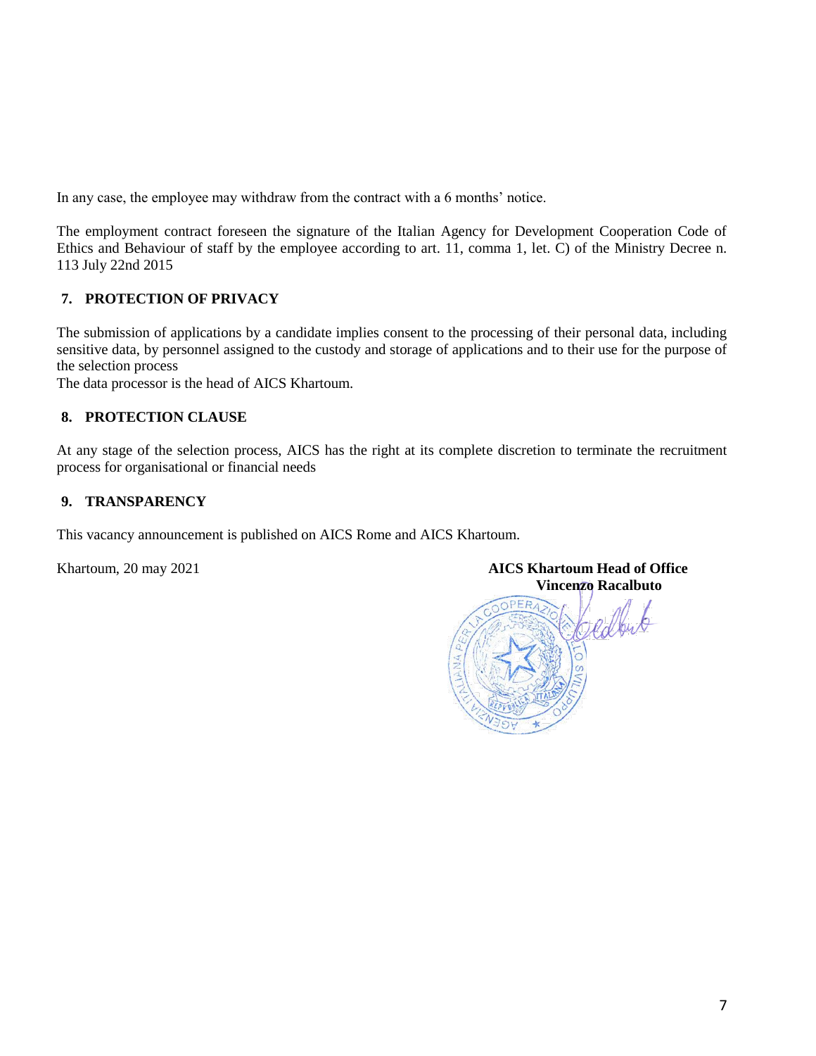In any case, the employee may withdraw from the contract with a 6 months' notice.

The employment contract foreseen the signature of the Italian Agency for Development Cooperation Code of Ethics and Behaviour of staff by the employee according to art. 11, comma 1, let. C) of the Ministry Decree n. 113 July 22nd 2015

## 7. PROTECTION OF PRIVACY

The submission of applications by a candidate implies consent to the processing of their personal data, including sensitive data, by personnel assigned to the custody and storage of applications and to their use for the purpose of the selection process

The data processor is the head of AICS Khartoum.

## 8. PROTECTION CLAUSE

At any stage of the selection process, AICS has the right at its complete discretion to terminate the recruitment process for organisational or financial needs

## 9. TRANSPARENCY

This vacancy announcement is published on AICS Rome and AICS Khartoum.

Khartoum, 20 may 2021

**AICS Khartoum Head of Office**
**Vincenzo Racalbuto**